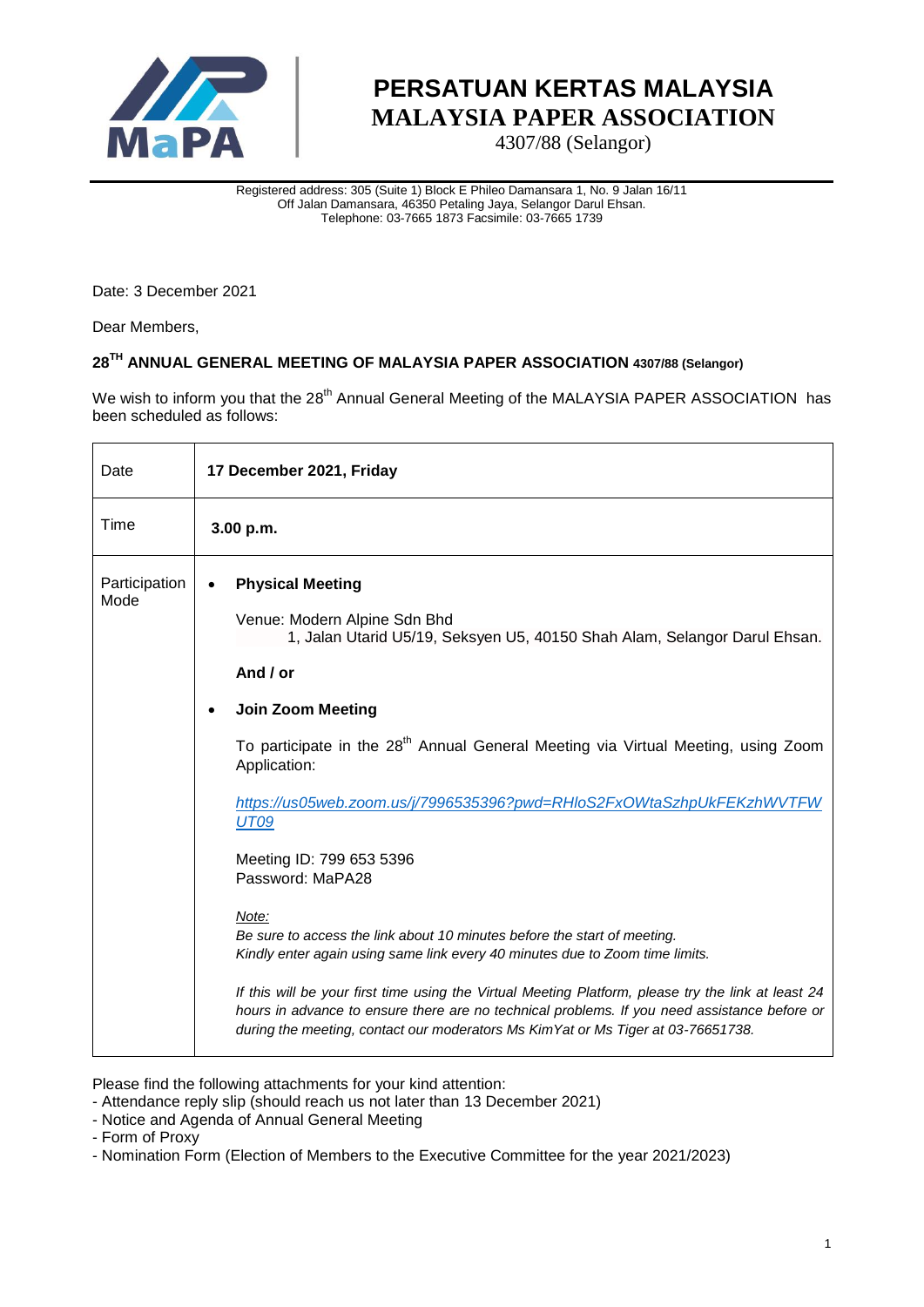# PERSATUAN KERTAS MALAYSIA
# MALAYSIA PAPER ASSOCIATION
4307/88 (Selangor)

Registered address: 305 (Suite 1) Block E Phileo Damansara 1, No. 9 Jalan 16/11
Off Jalan Damansara, 46350 Petaling Jaya, Selangor Darul Ehsan.
Telephone: 03-7665 1873 Facsimile: 03-7665 1739

Date: 3 December 2021

Dear Members,

**28TH ANNUAL GENERAL MEETING OF MALAYSIA PAPER ASSOCIATION 4307/88 (Selangor)**

We wish to inform you that the 28th Annual General Meeting of the MALAYSIA PAPER ASSOCIATION has been scheduled as follows:

| | |
|---|---|
| Date | **17 December 2021, Friday** |
| Time | **3.00 p.m.** |
| Participation Mode | • **Physical Meeting**<br><br>Venue: Modern Alpine Sdn Bhd<br>1, Jalan Utarid U5/19, Seksyen U5, 40150 Shah Alam, Selangor Darul Ehsan.<br><br>**And / or**<br><br>• **Join Zoom Meeting**<br><br>To participate in the 28th Annual General Meeting via Virtual Meeting, using Zoom Application:<br><br>*https://us05web.zoom.us/j/7996535396?pwd=RHloS2FxOWtaSzhpUkFEKzhWVTFWUT09*<br><br>Meeting ID: 799 653 5396<br>Password: MaPA28<br><br>*Note:*<br>*Be sure to access the link about 10 minutes before the start of meeting.*<br>*Kindly enter again using same link every 40 minutes due to Zoom time limits.*<br><br>*If this will be your first time using the Virtual Meeting Platform, please try the link at least 24 hours in advance to ensure there are no technical problems. If you need assistance before or during the meeting, contact our moderators Ms KimYat or Ms Tiger at 03-76651738.* |

Please find the following attachments for your kind attention:
- Attendance reply slip (should reach us not later than 13 December 2021)
- Notice and Agenda of Annual General Meeting
- Form of Proxy
- Nomination Form (Election of Members to the Executive Committee for the year 2021/2023)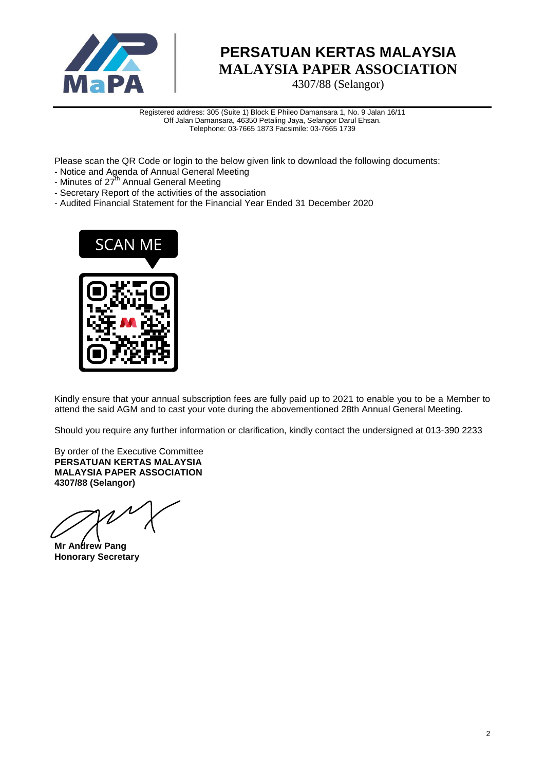# PERSATUAN KERTAS MALAYSIA
# MALAYSIA PAPER ASSOCIATION
4307/88 (Selangor)

Registered address: 305 (Suite 1) Block E Phileo Damansara 1, No. 9 Jalan 16/11
Off Jalan Damansara, 46350 Petaling Jaya, Selangor Darul Ehsan.
Telephone: 03-7665 1873 Facsimile: 03-7665 1739

Please scan the QR Code or login to the below given link to download the following documents:
- Notice and Agenda of Annual General Meeting
- Minutes of 27th Annual General Meeting
- Secretary Report of the activities of the association
- Audited Financial Statement for the Financial Year Ended 31 December 2020

SCAN ME

Kindly ensure that your annual subscription fees are fully paid up to 2021 to enable you to be a Member to attend the said AGM and to cast your vote during the abovementioned 28th Annual General Meeting.

Should you require any further information or clarification, kindly contact the undersigned at 013-390 2233

By order of the Executive Committee
**PERSATUAN KERTAS MALAYSIA**
**MALAYSIA PAPER ASSOCIATION**
**4307/88 (Selangor)**

**Mr Andrew Pang**
**Honorary Secretary**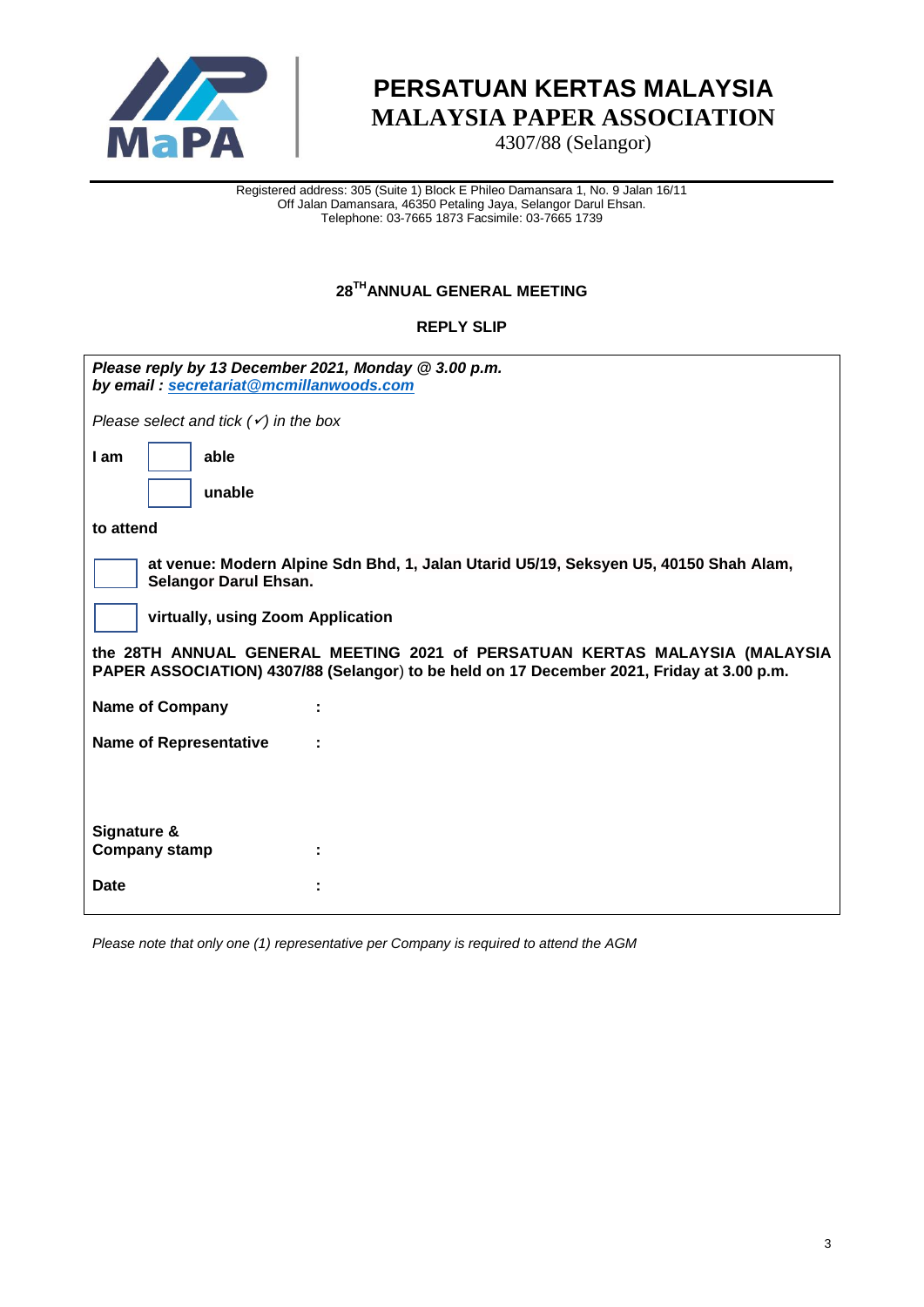# PERSATUAN KERTAS MALAYSIA
# MALAYSIA PAPER ASSOCIATION

4307/88 (Selangor)

Registered address: 305 (Suite 1) Block E Phileo Damansara 1, No. 9 Jalan 16/11
Off Jalan Damansara, 46350 Petaling Jaya, Selangor Darul Ehsan.
Telephone: 03-7665 1873 Facsimile: 03-7665 1739

## 28[TH] ANNUAL GENERAL MEETING

## REPLY SLIP

***Please reply by 13 December 2021, Monday @ 3.00 p.m.***
***by email : secretariat@mcmillanwoods.com***

*Please select and tick (✓) in the box*

**I am** ☐ **able**

☐ **unable**

**to attend**

☐ **at venue: Modern Alpine Sdn Bhd, 1, Jalan Utarid U5/19, Seksyen U5, 40150 Shah Alam, Selangor Darul Ehsan.**

☐ **virtually, using Zoom Application**

**the 28TH ANNUAL GENERAL MEETING 2021 of PERSATUAN KERTAS MALAYSIA (MALAYSIA PAPER ASSOCIATION) 4307/88 (Selangor) to be held on 17 December 2021, Friday at 3.00 p.m.**

**Name of Company** :

**Name of Representative** :

**Signature & Company stamp** :

**Date** :

*Please note that only one (1) representative per Company is required to attend the AGM*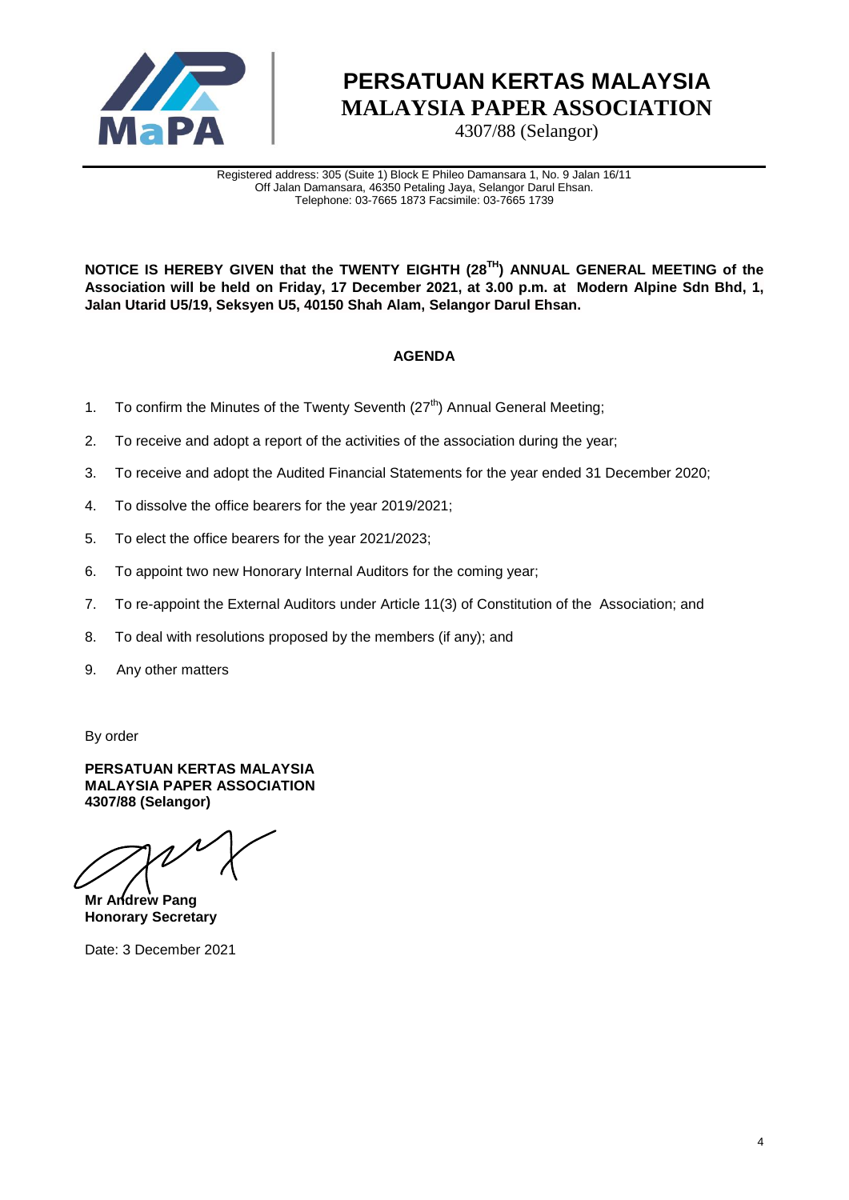# PERSATUAN KERTAS MALAYSIA
# MALAYSIA PAPER ASSOCIATION

4307/88 (Selangor)

Registered address: 305 (Suite 1) Block E Phileo Damansara 1, No. 9 Jalan 16/11
Off Jalan Damansara, 46350 Petaling Jaya, Selangor Darul Ehsan.
Telephone: 03-7665 1873 Facsimile: 03-7665 1739

**NOTICE IS HEREBY GIVEN that the TWENTY EIGHTH (28TH) ANNUAL GENERAL MEETING of the Association will be held on Friday, 17 December 2021, at 3.00 p.m. at Modern Alpine Sdn Bhd, 1, Jalan Utarid U5/19, Seksyen U5, 40150 Shah Alam, Selangor Darul Ehsan.**

## AGENDA

1. To confirm the Minutes of the Twenty Seventh (27th) Annual General Meeting;
2. To receive and adopt a report of the activities of the association during the year;
3. To receive and adopt the Audited Financial Statements for the year ended 31 December 2020;
4. To dissolve the office bearers for the year 2019/2021;
5. To elect the office bearers for the year 2021/2023;
6. To appoint two new Honorary Internal Auditors for the coming year;
7. To re-appoint the External Auditors under Article 11(3) of Constitution of the Association; and
8. To deal with resolutions proposed by the members (if any); and
9. Any other matters

By order

**PERSATUAN KERTAS MALAYSIA**
**MALAYSIA PAPER ASSOCIATION**
**4307/88 (Selangor)**

**Mr Andrew Pang**
**Honorary Secretary**

Date: 3 December 2021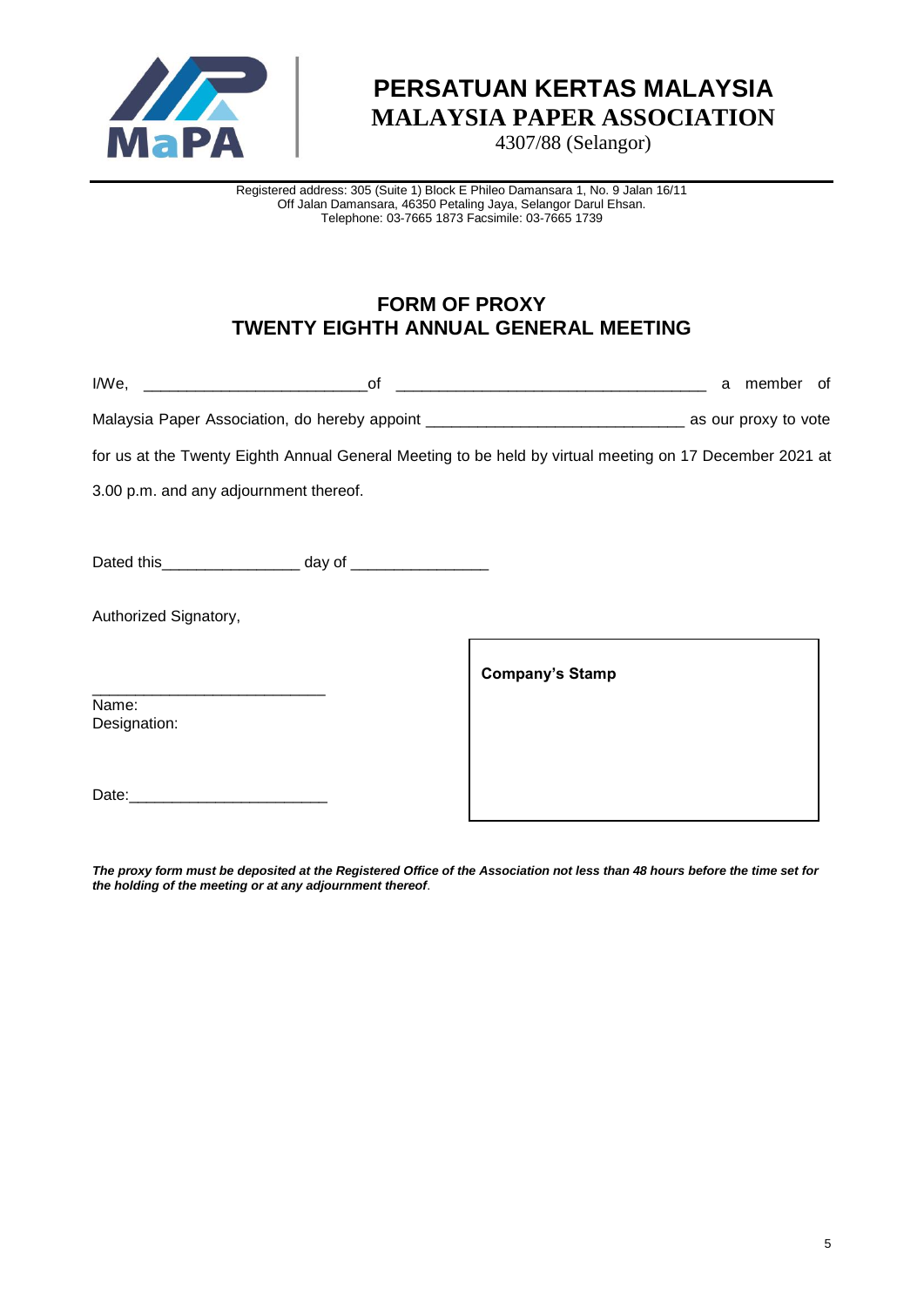# PERSATUAN KERTAS MALAYSIA
# MALAYSIA PAPER ASSOCIATION

4307/88 (Selangor)

Registered address: 305 (Suite 1) Block E Phileo Damansara 1, No. 9 Jalan 16/11
Off Jalan Damansara, 46350 Petaling Jaya, Selangor Darul Ehsan.
Telephone: 03-7665 1873 Facsimile: 03-7665 1739

## FORM OF PROXY
## TWENTY EIGHTH ANNUAL GENERAL MEETING

I/We, _________________________of __________________________________ a member of Malaysia Paper Association, do hereby appoint ____________________________ as our proxy to vote for us at the Twenty Eighth Annual General Meeting to be held by virtual meeting on 17 December 2021 at 3.00 p.m. and any adjournment thereof.

Dated this_______________ day of _______________

Authorized Signatory,

__________________________

Name:

Designation:

Date:______________________

**Company's Stamp**

***The proxy form must be deposited at the Registered Office of the Association not less than 48 hours before the time set for the holding of the meeting or at any adjournment thereof***.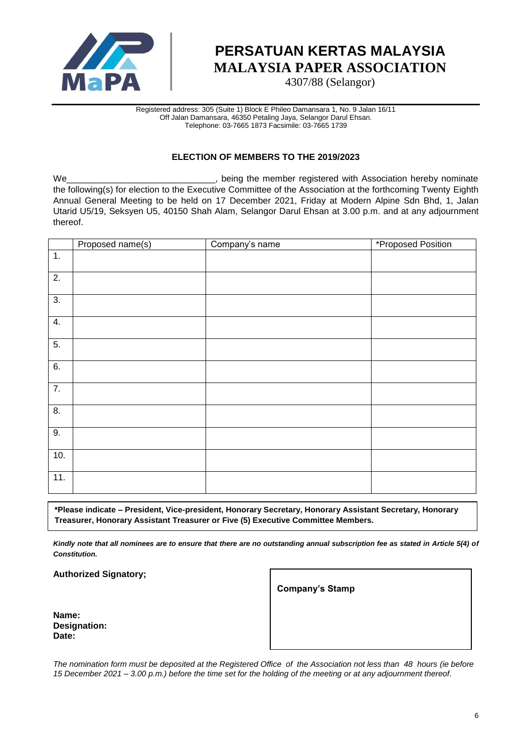# PERSATUAN KERTAS MALAYSIA
# MALAYSIA PAPER ASSOCIATION

4307/88 (Selangor)

Registered address: 305 (Suite 1) Block E Phileo Damansara 1, No. 9 Jalan 16/11
Off Jalan Damansara, 46350 Petaling Jaya, Selangor Darul Ehsan.
Telephone: 03-7665 1873 Facsimile: 03-7665 1739

**ELECTION OF MEMBERS TO THE 2019/2023**

We_____________________________, being the member registered with Association hereby nominate the following(s) for election to the Executive Committee of the Association at the forthcoming Twenty Eighth Annual General Meeting to be held on 17 December 2021, Friday at Modern Alpine Sdn Bhd, 1, Jalan Utarid U5/19, Seksyen U5, 40150 Shah Alam, Selangor Darul Ehsan at 3.00 p.m. and at any adjournment thereof.

| | Proposed name(s) | Company's name | *Proposed Position |
|---|---|---|---|
| 1. | | | |
| 2. | | | |
| 3. | | | |
| 4. | | | |
| 5. | | | |
| 6. | | | |
| 7. | | | |
| 8. | | | |
| 9. | | | |
| 10. | | | |
| 11. | | | |

**\*Please indicate – President, Vice-president, Honorary Secretary, Honorary Assistant Secretary, Honorary Treasurer, Honorary Assistant Treasurer or Five (5) Executive Committee Members.**

***Kindly note that all nominees are to ensure that there are no outstanding annual subscription fee as stated in Article 5(4) of Constitution.***

**Authorized Signatory;**

**Company's Stamp**

**Name:**
**Designation:**
**Date:**

*The nomination form must be deposited at the Registered Office of the Association not less than 48 hours (ie before 15 December 2021 – 3.00 p.m.) before the time set for the holding of the meeting or at any adjournment thereof.*